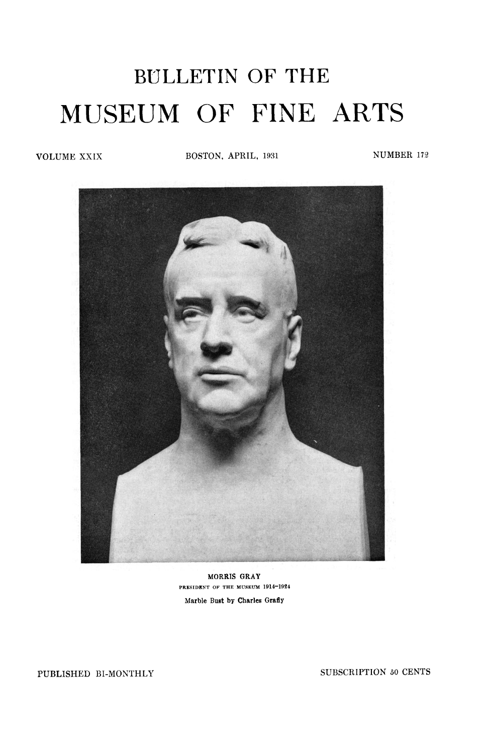# BULLETIN OF THE

# MUSEUM OF FINE ARTS

VOLUME XXIX BOSTON, APRIL, 1931 NUMBER 172

MORRIS GRAY
PRESIDENT OF THE MUSEUM 1914–1924
Marble Bust by Charles Grafly

PUBLISHED BI-MONTHLY SUBSCRIPTION 50 CENTS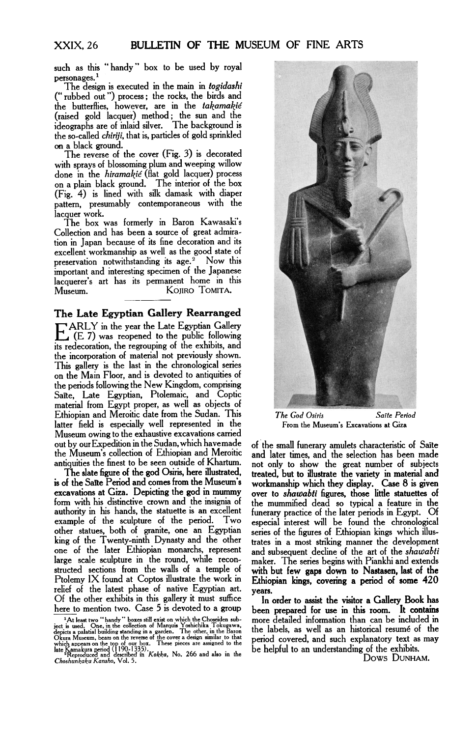such as this "handy" box to be used by royal personages.[1]

The design is executed in the main in *togidashi* ("rubbed out") process; the rocks, the birds and the butterflies, however, are in the *takamakié* (raised gold lacquer) method; the sun and the ideographs are of inlaid silver. The background is the so-called *chiriji*, that is, particles of gold sprinkled on a black ground.

The reverse of the cover (Fig. 3) is decorated with sprays of blossoming plum and weeping willow done in the *hiramakié* (flat gold lacquer) process on a plain black ground. The interior of the box (Fig. 4) is lined with silk damask with diaper pattern, presumably contemporaneous with the lacquer work.

The box was formerly in Baron Kawasaki's Collection and has been a source of great admiration in Japan because of its fine decoration and its excellent workmanship as well as the good state of preservation notwithstanding its age.[2] Now this important and interesting specimen of the Japanese lacquerer's art has its permanent home in this Museum.

KOJIRO TOMITA.

## The Late Egyptian Gallery Rearranged

EARLY in the year the Late Egyptian Gallery (E 7) was reopened to the public following its redecoration, the regrouping of the exhibits, and the incorporation of material not previously shown. This gallery is the last in the chronological series on the Main Floor, and is devoted to antiquities of the periods following the New Kingdom, comprising Saïte, Late Egyptian, Ptolemaic, and Coptic material from Egypt proper, as well as objects of Ethiopian and Meroitic date from the Sudan. This latter field is especially well represented in the Museum owing to the exhaustive excavations carried out by our Expedition in the Sudan, which have made the Museum's collection of Ethiopian and Meroitic antiquities the finest to be seen outside of Khartum.

The slate figure of the god Osiris, here illustrated, is of the Saïte Period and comes from the Museum's excavations at Giza. Depicting the god in mummy form with his distinctive crown and the insignia of authority in his hands, the statuette is an excellent example of the sculpture of the period. Two other statues, both of granite, one an Egyptian king of the Twenty-ninth Dynasty and the other one of the later Ethiopian monarchs, represent large scale sculpture in the round, while reconstructed sections from the walls of a temple of Ptolemy IX found at Coptos illustrate the work in relief of the latest phase of native Egyptian art. Of the other exhibits in this gallery it must suffice here to mention two. Case 5 is devoted to a group of the small funerary amulets characteristic of Saïte and later times, and the selection has been made not only to show the great number of subjects treated, but to illustrate the variety in material and workmanship which they display. Case 8 is given over to *shawabti* figures, those little statuettes of the mummified dead so typical a feature in the funerary practice of the later periods in Egypt. Of especial interest will be found the chronological series of the figures of Ethiopian kings which illustrates in a most striking manner the development and subsequent decline of the art of the *shawabti* maker. The series begins with Piankhi and extends with but few gaps down to Nastasen, last of the Ethiopian kings, covering a period of some 420 years.

*The God Osiris* — *Saïte Period*
From the Museum's Excavations at Giza

In order to assist the visitor a Gallery Book has been prepared for use in this room. It contains more detailed information than can be included in the labels, as well as an historical resumé of the period covered, and such explanatory text as may be helpful to an understanding of the exhibits.

DOWS DUNHAM.

---

[1] At least two "handy" boxes still exist on which the Choseiden subject is used. One, in the collection of Marquis Yoshichika Tokugawa, depicts a palatial building standing in a garden. The other, in the Baron Okura Museum, bears on the reverse of the cover a design similar to that which appears on the top of our box. These pieces are assigned to the late Kamakura period (1190-1335).

[2] Reproduced and described in *Kokka*, No. 266 and also in the *Choshunkaku Kansho*, Vol. 5.